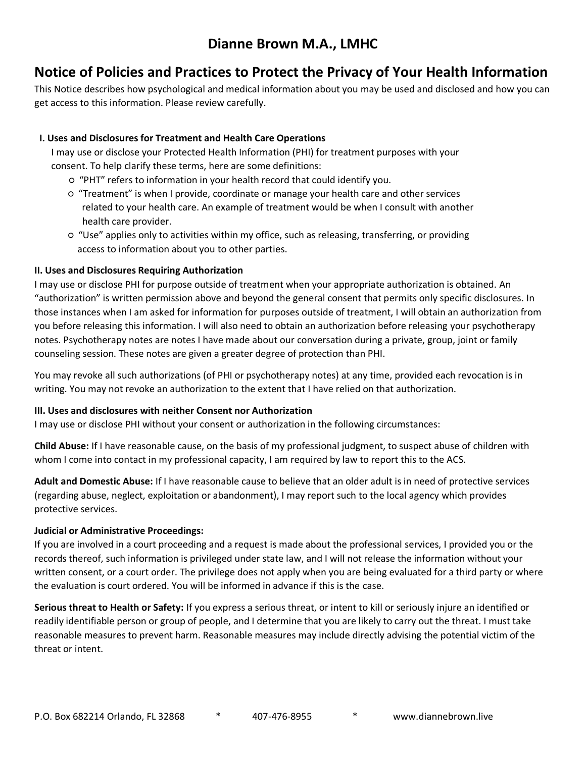# Dianne Brown M.A., LMHC

## Notice of Policies and Practices to Protect the Privacy of Your Health Information

This Notice describes how psychological and medical information about you may be used and disclosed and how you can get access to this information. Please review carefully.

### I. Uses and Disclosures for Treatment and Health Care Operations

I may use or disclose your Protected Health Information (PHI) for treatment purposes with your consent. To help clarify these terms, here are some definitions:

- "PHT" refers to information in your health record that could identify you.
- "Treatment" is when I provide, coordinate or manage your health care and other services related to your health care. An example of treatment would be when I consult with another health care provider.
- "Use" applies only to activities within my office, such as releasing, transferring, or providing access to information about you to other parties.

### II. Uses and Disclosures Requiring Authorization

I may use or disclose PHI for purpose outside of treatment when your appropriate authorization is obtained. An "authorization" is written permission above and beyond the general consent that permits only specific disclosures. In those instances when I am asked for information for purposes outside of treatment, I will obtain an authorization from you before releasing this information. I will also need to obtain an authorization before releasing your psychotherapy notes. Psychotherapy notes are notes I have made about our conversation during a private, group, joint or family counseling session. These notes are given a greater degree of protection than PHI.

You may revoke all such authorizations (of PHI or psychotherapy notes) at any time, provided each revocation is in writing. You may not revoke an authorization to the extent that I have relied on that authorization.

### III. Uses and disclosures with neither Consent nor Authorization

I may use or disclose PHI without your consent or authorization in the following circumstances:

**Child Abuse:** If I have reasonable cause, on the basis of my professional judgment, to suspect abuse of children with whom I come into contact in my professional capacity, I am required by law to report this to the ACS.

**Adult and Domestic Abuse:** If I have reasonable cause to believe that an older adult is in need of protective services (regarding abuse, neglect, exploitation or abandonment), I may report such to the local agency which provides protective services.

**Judicial or Administrative Proceedings:**
If you are involved in a court proceeding and a request is made about the professional services, I provided you or the records thereof, such information is privileged under state law, and I will not release the information without your written consent, or a court order. The privilege does not apply when you are being evaluated for a third party or where the evaluation is court ordered. You will be informed in advance if this is the case.

**Serious threat to Health or Safety:** If you express a serious threat, or intent to kill or seriously injure an identified or readily identifiable person or group of people, and I determine that you are likely to carry out the threat. I must take reasonable measures to prevent harm. Reasonable measures may include directly advising the potential victim of the threat or intent.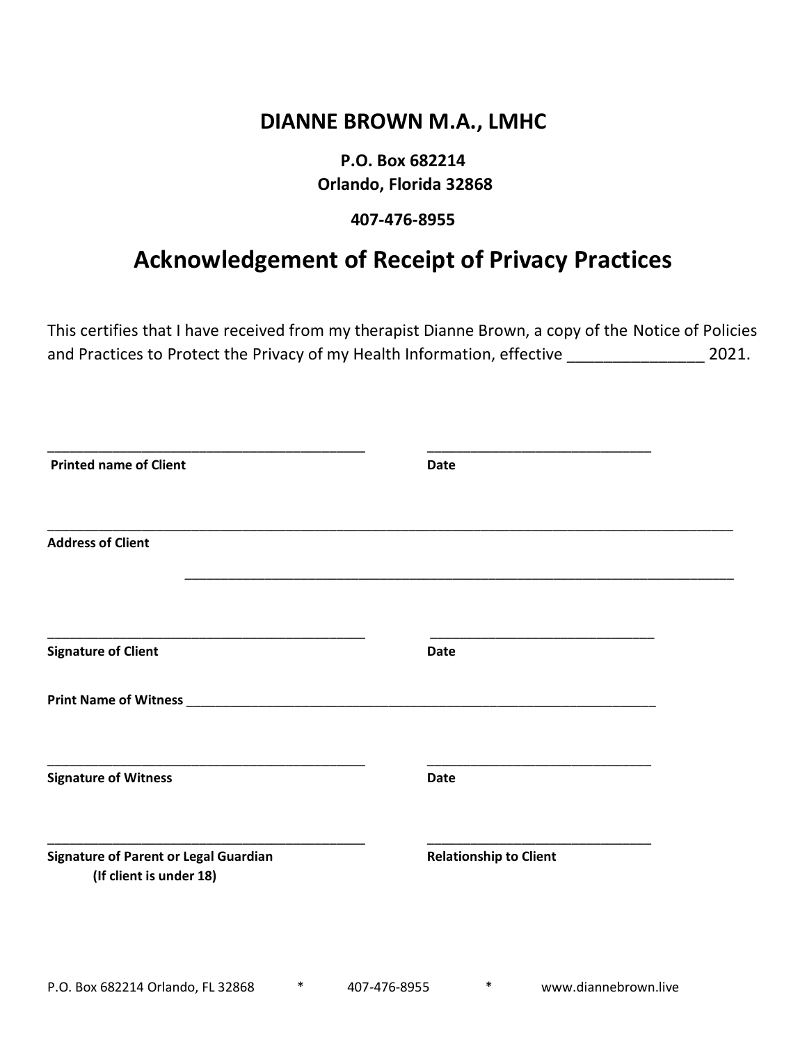# DIANNE BROWN M.A., LMHC

**P.O. Box 682214**
**Orlando, Florida 32868**

**407-476-8955**

## Acknowledgement of Receipt of Privacy Practices

This certifies that I have received from my therapist Dianne Brown, a copy of the Notice of Policies and Practices to Protect the Privacy of my Health Information, effective _______________ 2021.

_____________________________________________ _______________________________

**Printed name of Client** **Date**

_____________________________________________________________________________________________

**Address of Client**

_____________________________________________________________________________

_____________________________________________ _______________________________

**Signature of Client** **Date**

**Print Name of Witness** _________________________________________________________________

_____________________________________________ _______________________________

**Signature of Witness** **Date**

_____________________________________________ _______________________________

**Signature of Parent or Legal Guardian** **Relationship to Client**
**(If client is under 18)**

P.O. Box 682214 Orlando, FL 32868 * 407-476-8955 * www.diannebrown.live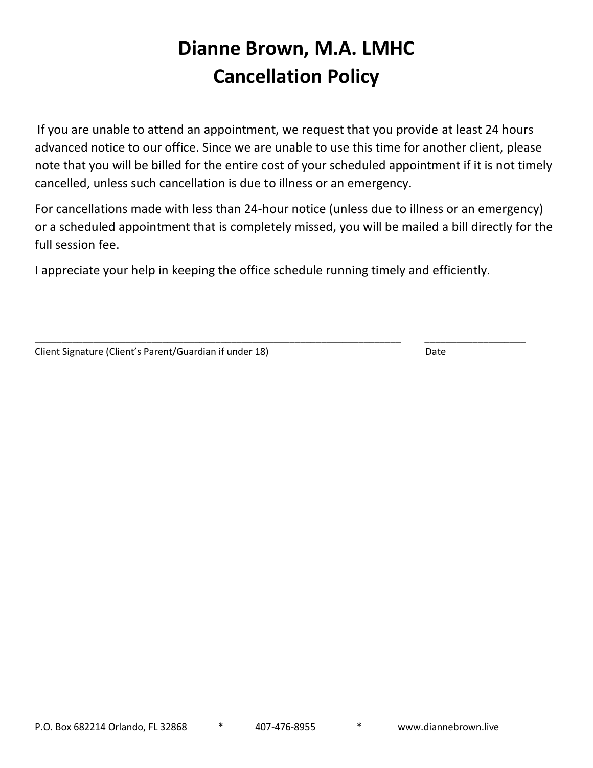# Dianne Brown, M.A. LMHC
# Cancellation Policy

If you are unable to attend an appointment, we request that you provide at least 24 hours advanced notice to our office. Since we are unable to use this time for another client, please note that you will be billed for the entire cost of your scheduled appointment if it is not timely cancelled, unless such cancellation is due to illness or an emergency.

For cancellations made with less than 24-hour notice (unless due to illness or an emergency) or a scheduled appointment that is completely missed, you will be mailed a bill directly for the full session fee.

I appreciate your help in keeping the office schedule running timely and efficiently.

\_\_\_\_\_\_\_\_\_\_\_\_\_\_\_\_\_\_\_\_\_\_\_\_\_\_\_\_\_\_\_\_\_\_\_\_\_\_\_\_\_\_\_\_\_\_\_\_\_\_\_\_\_\_\_\_\_\_\_\_\_\_\_\_\_\_ \_\_\_\_\_\_\_\_\_\_\_\_\_\_\_\_\_\_

Client Signature (Client's Parent/Guardian if under 18) Date

P.O. Box 682214 Orlando, FL 32868 * 407-476-8955 * www.diannebrown.live